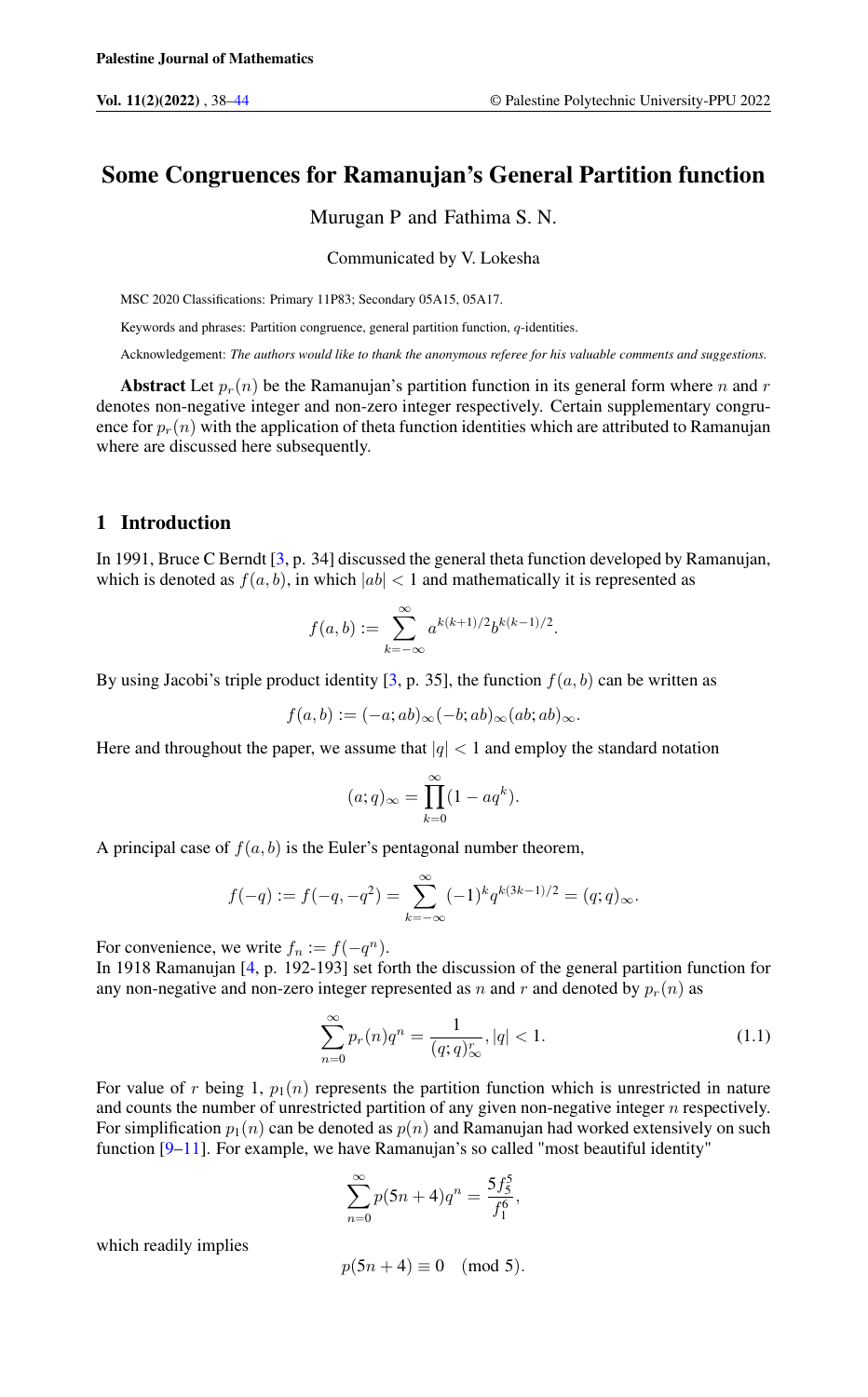# Some Congruences for Ramanujan's General Partition function

Murugan P and Fathima S. N.

Communicated by V. Lokesha

MSC 2020 Classifications: Primary 11P83; Secondary 05A15, 05A17.

Keywords and phrases: Partition congruence, general partition function, $q$-identities.

Acknowledgement: *The authors would like to thank the anonymous referee for his valuable comments and suggestions.*

**Abstract** Let $p_r(n)$ be the Ramanujan's partition function in its general form where $n$ and $r$ denotes non-negative integer and non-zero integer respectively. Certain supplementary congruence for $p_r(n)$ with the application of theta function identities which are attributed to Ramanujan where are discussed here subsequently.

## 1 Introduction

In 1991, Bruce C Berndt [3, p. 34] discussed the general theta function developed by Ramanujan, which is denoted as $f(a,b)$, in which $|ab| < 1$ and mathematically it is represented as

$$f(a,b) := \sum_{k=-\infty}^{\infty} a^{k(k+1)/2} b^{k(k-1)/2}.$$

By using Jacobi's triple product identity [3, p. 35], the function $f(a,b)$ can be written as

$$f(a,b) := (-a;ab)_\infty(-b;ab)_\infty(ab;ab)_\infty.$$

Here and throughout the paper, we assume that $|q| < 1$ and employ the standard notation

$$(a;q)_\infty = \prod_{k=0}^{\infty}(1 - aq^k).$$

A principal case of $f(a,b)$ is the Euler's pentagonal number theorem,

$$f(-q) := f(-q,-q^2) = \sum_{k=-\infty}^{\infty} (-1)^k q^{k(3k-1)/2} = (q;q)_\infty.$$

For convenience, we write $f_n := f(-q^n)$.
In 1918 Ramanujan [4, p. 192-193] set forth the discussion of the general partition function for any non-negative and non-zero integer represented as $n$ and $r$ and denoted by $p_r(n)$ as

$$\sum_{n=0}^{\infty} p_r(n) q^n = \frac{1}{(q;q)_\infty^r}, |q| < 1. \tag{1.1}$$

For value of $r$ being 1, $p_1(n)$ represents the partition function which is unrestricted in nature and counts the number of unrestricted partition of any given non-negative integer $n$ respectively. For simplification $p_1(n)$ can be denoted as $p(n)$ and Ramanujan had worked extensively on such function [9–11]. For example, we have Ramanujan's so called "most beautiful identity"

$$\sum_{n=0}^{\infty} p(5n+4)q^n = \frac{5f_5^5}{f_1^6},$$

which readily implies

$$p(5n+4) \equiv 0 \pmod 5.$$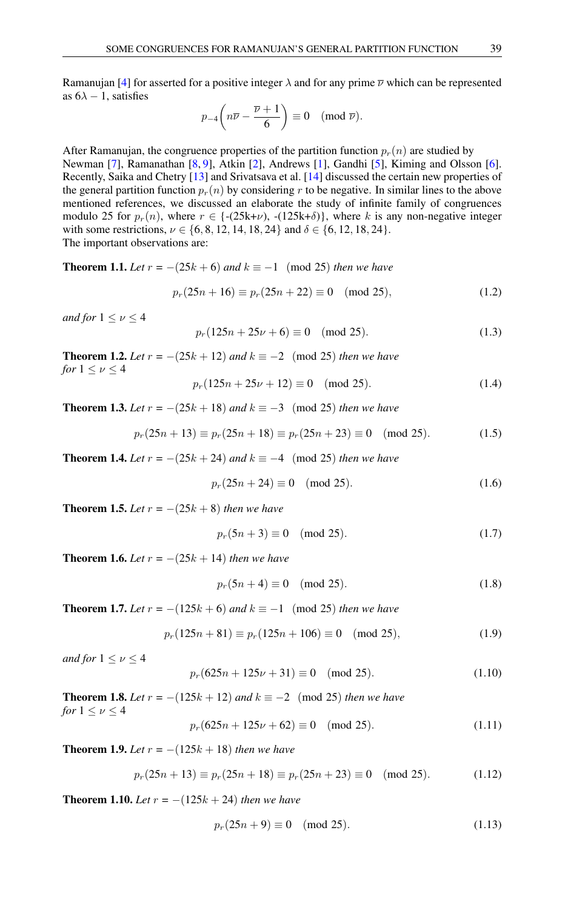Ramanujan [4] for asserted for a positive integer $\lambda$ and for any prime $\overline{\nu}$ which can be represented as $6\lambda - 1$, satisfies

$$p_{-4}\left(n\overline{\nu} - \frac{\overline{\nu}+1}{6}\right) \equiv 0 \pmod{\overline{\nu}}.$$

After Ramanujan, the congruence properties of the partition function $p_r(n)$ are studied by Newman [7], Ramanathan [8, 9], Atkin [2], Andrews [1], Gandhi [5], Kiming and Olsson [6]. Recently, Saika and Chetry [13] and Srivatsava et al. [14] discussed the certain new properties of the general partition function $p_r(n)$ by considering $r$ to be negative. In similar lines to the above mentioned references, we discussed an elaborate the study of infinite family of congruences modulo 25 for $p_r(n)$, where $r \in \{$-(25k+$\nu$), -(125k+$\delta$)$\}$, where $k$ is any non-negative integer with some restrictions, $\nu \in \{6, 8, 12, 14, 18, 24\}$ and $\delta \in \{6, 12, 18, 24\}$.
The important observations are:

**Theorem 1.1.** *Let $r = -(25k + 6)$ and $k \equiv -1 \pmod{25}$ then we have*

$$p_r(25n + 16) \equiv p_r(25n + 22) \equiv 0 \pmod{25}, \tag{1.2}$$

*and for $1 \leq \nu \leq 4$*

$$p_r(125n + 25\nu + 6) \equiv 0 \pmod{25}. \tag{1.3}$$

**Theorem 1.2.** *Let $r = -(25k + 12)$ and $k \equiv -2 \pmod{25}$ then we have for $1 \leq \nu \leq 4$*

$$p_r(125n + 25\nu + 12) \equiv 0 \pmod{25}. \tag{1.4}$$

**Theorem 1.3.** *Let $r = -(25k + 18)$ and $k \equiv -3 \pmod{25}$ then we have*

$$p_r(25n + 13) \equiv p_r(25n + 18) \equiv p_r(25n + 23) \equiv 0 \pmod{25}. \tag{1.5}$$

**Theorem 1.4.** *Let $r = -(25k + 24)$ and $k \equiv -4 \pmod{25}$ then we have*

$$p_r(25n + 24) \equiv 0 \pmod{25}. \tag{1.6}$$

**Theorem 1.5.** *Let $r = -(25k + 8)$ then we have*

$$p_r(5n + 3) \equiv 0 \pmod{25}. \tag{1.7}$$

**Theorem 1.6.** *Let $r = -(25k + 14)$ then we have*

$$p_r(5n + 4) \equiv 0 \pmod{25}. \tag{1.8}$$

**Theorem 1.7.** *Let $r = -(125k + 6)$ and $k \equiv -1 \pmod{25}$ then we have*

$$p_r(125n + 81) \equiv p_r(125n + 106) \equiv 0 \pmod{25}, \tag{1.9}$$

*and for $1 \leq \nu \leq 4$*

$$p_r(625n + 125\nu + 31) \equiv 0 \pmod{25}. \tag{1.10}$$

**Theorem 1.8.** *Let $r = -(125k + 12)$ and $k \equiv -2 \pmod{25}$ then we have for $1 \leq \nu \leq 4$*

$$p_r(625n + 125\nu + 62) \equiv 0 \pmod{25}. \tag{1.11}$$

**Theorem 1.9.** *Let $r = -(125k + 18)$ then we have*

$$p_r(25n + 13) \equiv p_r(25n + 18) \equiv p_r(25n + 23) \equiv 0 \pmod{25}. \tag{1.12}$$

**Theorem 1.10.** *Let $r = -(125k + 24)$ then we have*

$$p_r(25n + 9) \equiv 0 \pmod{25}. \tag{1.13}$$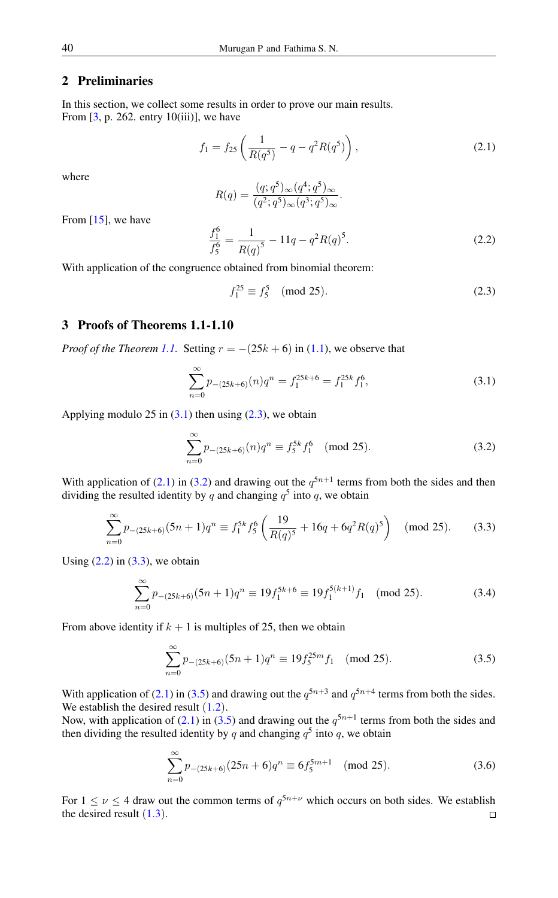## 2 Preliminaries

In this section, we collect some results in order to prove our main results.
From [3, p. 262. entry 10(iii)], we have

$$f_1 = f_{25}\left(\frac{1}{R(q^5)} - q - q^2R(q^5)\right), \tag{2.1}$$

where

$$R(q) = \frac{(q;q^5)_\infty(q^4;q^5)_\infty}{(q^2;q^5)_\infty(q^3;q^5)_\infty}.$$

From [15], we have

$$\frac{f_1^6}{f_5^6} = \frac{1}{R(q)^5} - 11q - q^2R(q)^5. \tag{2.2}$$

With application of the congruence obtained from binomial theorem:

$$f_1^{25} \equiv f_5^5 \pmod{25}. \tag{2.3}$$

## 3 Proofs of Theorems 1.1-1.10

*Proof of the Theorem 1.1.* Setting $r = -(25k+6)$ in (1.1), we observe that

$$\sum_{n=0}^{\infty} p_{-(25k+6)}(n)q^n = f_1^{25k+6} = f_1^{25k}f_1^6, \tag{3.1}$$

Applying modulo 25 in (3.1) then using (2.3), we obtain

$$\sum_{n=0}^{\infty} p_{-(25k+6)}(n)q^n \equiv f_5^{5k}f_1^6 \pmod{25}. \tag{3.2}$$

With application of (2.1) in (3.2) and drawing out the $q^{5n+1}$ terms from both the sides and then dividing the resulted identity by $q$ and changing $q^5$ into $q$, we obtain

$$\sum_{n=0}^{\infty} p_{-(25k+6)}(5n+1)q^n \equiv f_1^{5k}f_5^6\left(\frac{19}{R(q)^5} + 16q + 6q^2R(q)^5\right) \pmod{25}. \tag{3.3}$$

Using (2.2) in (3.3), we obtain

$$\sum_{n=0}^{\infty} p_{-(25k+6)}(5n+1)q^n \equiv 19f_1^{5k+6} \equiv 19f_1^{5(k+1)}f_1 \pmod{25}. \tag{3.4}$$

From above identity if $k+1$ is multiples of 25, then we obtain

$$\sum_{n=0}^{\infty} p_{-(25k+6)}(5n+1)q^n \equiv 19f_5^{25m}f_1 \pmod{25}. \tag{3.5}$$

With application of (2.1) in (3.5) and drawing out the $q^{5n+3}$ and $q^{5n+4}$ terms from both the sides. We establish the desired result (1.2).
Now, with application of (2.1) in (3.5) and drawing out the $q^{5n+1}$ terms from both the sides and then dividing the resulted identity by $q$ and changing $q^5$ into $q$, we obtain

$$\sum_{n=0}^{\infty} p_{-(25k+6)}(25n+6)q^n \equiv 6f_5^{5m+1} \pmod{25}. \tag{3.6}$$

For $1 \le \nu \le 4$ draw out the common terms of $q^{5n+\nu}$ which occurs on both sides. We establish the desired result (1.3). □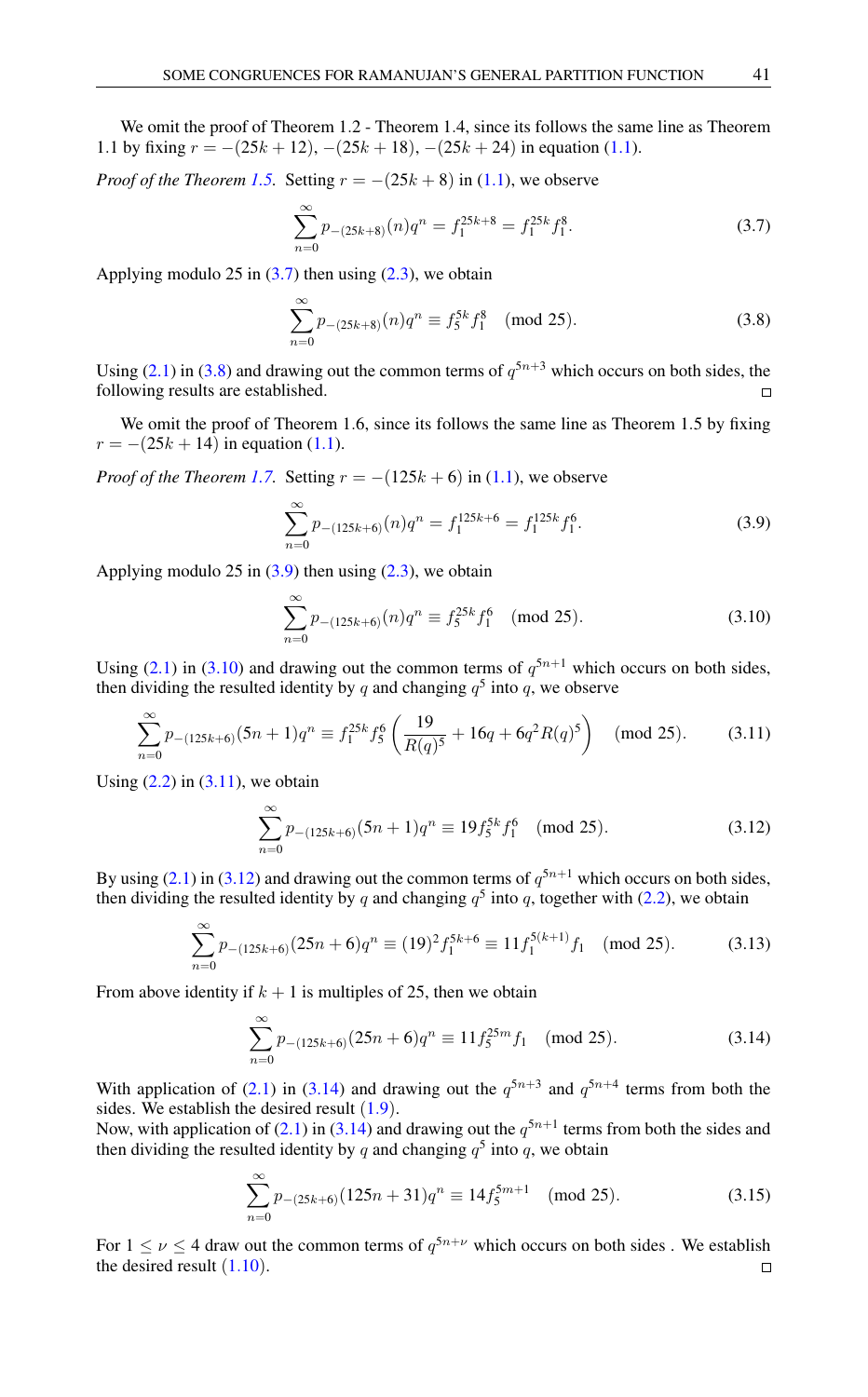We omit the proof of Theorem 1.2 - Theorem 1.4, since its follows the same line as Theorem 1.1 by fixing $r = -(25k+12)$, $-(25k+18)$, $-(25k+24)$ in equation (1.1).

*Proof of the Theorem 1.5.* Setting $r = -(25k+8)$ in (1.1), we observe

$$\sum_{n=0}^{\infty} p_{-(25k+8)}(n)q^n = f_1^{25k+8} = f_1^{25k} f_1^8. \tag{3.7}$$

Applying modulo 25 in (3.7) then using (2.3), we obtain

$$\sum_{n=0}^{\infty} p_{-(25k+8)}(n)q^n \equiv f_5^{5k} f_1^8 \pmod{25}. \tag{3.8}$$

Using (2.1) in (3.8) and drawing out the common terms of $q^{5n+3}$ which occurs on both sides, the following results are established. □

We omit the proof of Theorem 1.6, since its follows the same line as Theorem 1.5 by fixing $r = -(25k+14)$ in equation (1.1).

*Proof of the Theorem 1.7.* Setting $r = -(125k+6)$ in (1.1), we observe

$$\sum_{n=0}^{\infty} p_{-(125k+6)}(n)q^n = f_1^{125k+6} = f_1^{125k} f_1^6. \tag{3.9}$$

Applying modulo 25 in (3.9) then using (2.3), we obtain

$$\sum_{n=0}^{\infty} p_{-(125k+6)}(n)q^n \equiv f_5^{25k} f_1^6 \pmod{25}. \tag{3.10}$$

Using (2.1) in (3.10) and drawing out the common terms of $q^{5n+1}$ which occurs on both sides, then dividing the resulted identity by $q$ and changing $q^5$ into $q$, we observe

$$\sum_{n=0}^{\infty} p_{-(125k+6)}(5n+1)q^n \equiv f_1^{25k} f_5^6 \left( \frac{19}{R(q)^5} + 16q + 6q^2 R(q)^5 \right) \pmod{25}. \tag{3.11}$$

Using (2.2) in (3.11), we obtain

$$\sum_{n=0}^{\infty} p_{-(125k+6)}(5n+1)q^n \equiv 19 f_5^{5k} f_1^6 \pmod{25}. \tag{3.12}$$

By using (2.1) in (3.12) and drawing out the common terms of $q^{5n+1}$ which occurs on both sides, then dividing the resulted identity by $q$ and changing $q^5$ into $q$, together with (2.2), we obtain

$$\sum_{n=0}^{\infty} p_{-(125k+6)}(25n+6)q^n \equiv (19)^2 f_1^{5k+6} \equiv 11 f_1^{5(k+1)} f_1 \pmod{25}. \tag{3.13}$$

From above identity if $k+1$ is multiples of 25, then we obtain

$$\sum_{n=0}^{\infty} p_{-(125k+6)}(25n+6)q^n \equiv 11 f_5^{25m} f_1 \pmod{25}. \tag{3.14}$$

With application of (2.1) in (3.14) and drawing out the $q^{5n+3}$ and $q^{5n+4}$ terms from both the sides. We establish the desired result (1.9).
Now, with application of (2.1) in (3.14) and drawing out the $q^{5n+1}$ terms from both the sides and then dividing the resulted identity by $q$ and changing $q^5$ into $q$, we obtain

$$\sum_{n=0}^{\infty} p_{-(25k+6)}(125n+31)q^n \equiv 14 f_5^{5m+1} \pmod{25}. \tag{3.15}$$

For $1 \leq \nu \leq 4$ draw out the common terms of $q^{5n+\nu}$ which occurs on both sides . We establish the desired result (1.10). □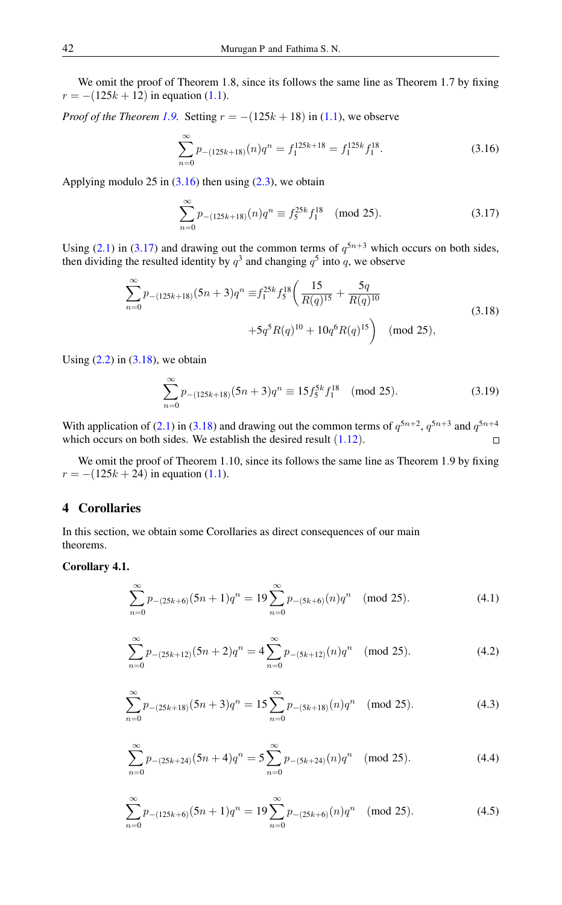We omit the proof of Theorem 1.8, since its follows the same line as Theorem 1.7 by fixing $r = -(125k + 12)$ in equation (1.1).

*Proof of the Theorem 1.9.* Setting $r = -(125k + 18)$ in (1.1), we observe

$$\sum_{n=0}^{\infty} p_{-(125k+18)}(n)q^n = f_1^{125k+18} = f_1^{125k} f_1^{18}. \tag{3.16}$$

Applying modulo 25 in (3.16) then using (2.3), we obtain

$$\sum_{n=0}^{\infty} p_{-(125k+18)}(n)q^n \equiv f_5^{25k} f_1^{18} \pmod{25}. \tag{3.17}$$

Using (2.1) in (3.17) and drawing out the common terms of $q^{5n+3}$ which occurs on both sides, then dividing the resulted identity by $q^3$ and changing $q^5$ into $q$, we observe

$$\begin{aligned}\sum_{n=0}^{\infty} p_{-(125k+18)}(5n+3)q^n \equiv& f_1^{25k} f_5^{18}\bigg(\frac{15}{R(q)^{15}} + \frac{5q}{R(q)^{10}} \\ &+5q^5R(q)^{10} + 10q^6R(q)^{15}\bigg) \pmod{25},\end{aligned} \tag{3.18}$$

Using (2.2) in (3.18), we obtain

$$\sum_{n=0}^{\infty} p_{-(125k+18)}(5n+3)q^n \equiv 15 f_5^{5k} f_1^{18} \pmod{25}. \tag{3.19}$$

With application of (2.1) in (3.18) and drawing out the common terms of $q^{5n+2}$, $q^{5n+3}$ and $q^{5n+4}$ which occurs on both sides. We establish the desired result (1.12). □

We omit the proof of Theorem 1.10, since its follows the same line as Theorem 1.9 by fixing $r = -(125k + 24)$ in equation (1.1).

## 4 Corollaries

In this section, we obtain some Corollaries as direct consequences of our main theorems.

**Corollary 4.1.**

$$\sum_{n=0}^{\infty} p_{-(25k+6)}(5n+1)q^n = 19\sum_{n=0}^{\infty} p_{-(5k+6)}(n)q^n \pmod{25}. \tag{4.1}$$

$$\sum_{n=0}^{\infty} p_{-(25k+12)}(5n+2)q^n = 4\sum_{n=0}^{\infty} p_{-(5k+12)}(n)q^n \pmod{25}. \tag{4.2}$$

$$\sum_{n=0}^{\infty} p_{-(25k+18)}(5n+3)q^n = 15\sum_{n=0}^{\infty} p_{-(5k+18)}(n)q^n \pmod{25}. \tag{4.3}$$

$$\sum_{n=0}^{\infty} p_{-(25k+24)}(5n+4)q^n = 5\sum_{n=0}^{\infty} p_{-(5k+24)}(n)q^n \pmod{25}. \tag{4.4}$$

$$\sum_{n=0}^{\infty} p_{-(125k+6)}(5n+1)q^n = 19\sum_{n=0}^{\infty} p_{-(25k+6)}(n)q^n \pmod{25}. \tag{4.5}$$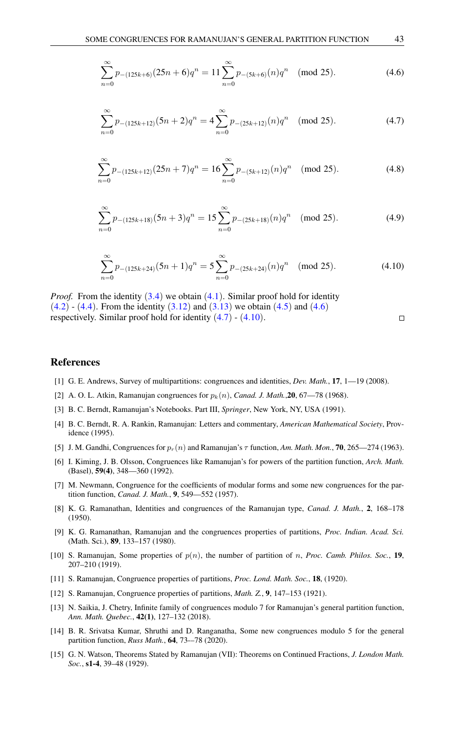$$\sum_{n=0}^{\infty} p_{-(125k+6)}(25n+6)q^n = 11\sum_{n=0}^{\infty} p_{-(5k+6)}(n)q^n \pmod{25}. \tag{4.6}$$

$$\sum_{n=0}^{\infty} p_{-(125k+12)}(5n+2)q^n = 4\sum_{n=0}^{\infty} p_{-(25k+12)}(n)q^n \pmod{25}. \tag{4.7}$$

$$\sum_{n=0}^{\infty} p_{-(125k+12)}(25n+7)q^n = 16\sum_{n=0}^{\infty} p_{-(5k+12)}(n)q^n \pmod{25}. \tag{4.8}$$

$$\sum_{n=0}^{\infty} p_{-(125k+18)}(5n+3)q^n = 15\sum_{n=0}^{\infty} p_{-(25k+18)}(n)q^n \pmod{25}. \tag{4.9}$$

$$\sum_{n=0}^{\infty} p_{-(125k+24)}(5n+1)q^n = 5\sum_{n=0}^{\infty} p_{-(25k+24)}(n)q^n \pmod{25}. \tag{4.10}$$

*Proof.* From the identity (3.4) we obtain (4.1). Similar proof hold for identity (4.2) - (4.4). From the identity (3.12) and (3.13) we obtain (4.5) and (4.6) respectively. Similar proof hold for identity (4.7) - (4.10). □

## References

[1] G. E. Andrews, Survey of multipartitions: congruences and identities, *Dev. Math.*, **17**, 1—19 (2008).

[2] A. O. L. Atkin, Ramanujan congruences for $p_k(n)$, *Canad. J. Math.*,**20**, 67—78 (1968).

[3] B. C. Berndt, Ramanujan's Notebooks. Part III, *Springer*, New York, NY, USA (1991).

[4] B. C. Berndt, R. A. Rankin, Ramanujan: Letters and commentary, *American Mathematical Society*, Providence (1995).

[5] J. M. Gandhi, Congruences for $p_r(n)$ and Ramanujan's $\tau$ function, *Am. Math. Mon.*, **70**, 265—274 (1963).

[6] I. Kiming, J. B. Olsson, Congruences like Ramanujan's for powers of the partition function, *Arch. Math.* (Basel), **59(4)**, 348—360 (1992).

[7] M. Newmann, Congruence for the coefficients of modular forms and some new congruences for the partition function, *Canad. J. Math.*, **9**, 549—552 (1957).

[8] K. G. Ramanathan, Identities and congruences of the Ramanujan type, *Canad. J. Math.*, **2**, 168–178 (1950).

[9] K. G. Ramanathan, Ramanujan and the congruences properties of partitions, *Proc. Indian. Acad. Sci.* (Math. Sci.), **89**, 133–157 (1980).

[10] S. Ramanujan, Some properties of $p(n)$, the number of partition of $n$, *Proc. Camb. Philos. Soc.*, **19**, 207–210 (1919).

[11] S. Ramanujan, Congruence properties of partitions, *Proc. Lond. Math. Soc.*, **18**, (1920).

[12] S. Ramanujan, Congruence properties of partitions, *Math. Z.*, **9**, 147–153 (1921).

[13] N. Saikia, J. Chetry, Infinite family of congruences modulo 7 for Ramanujan's general partition function, *Ann. Math. Quebec.*, **42(1)**, 127–132 (2018).

[14] B. R. Srivatsa Kumar, Shruthi and D. Ranganatha, Some new congruences modulo 5 for the general partition function, *Russ Math.*, **64**, 73-–78 (2020).

[15] G. N. Watson, Theorems Stated by Ramanujan (VII): Theorems on Continued Fractions, *J. London Math. Soc.*, **s1-4**, 39–48 (1929).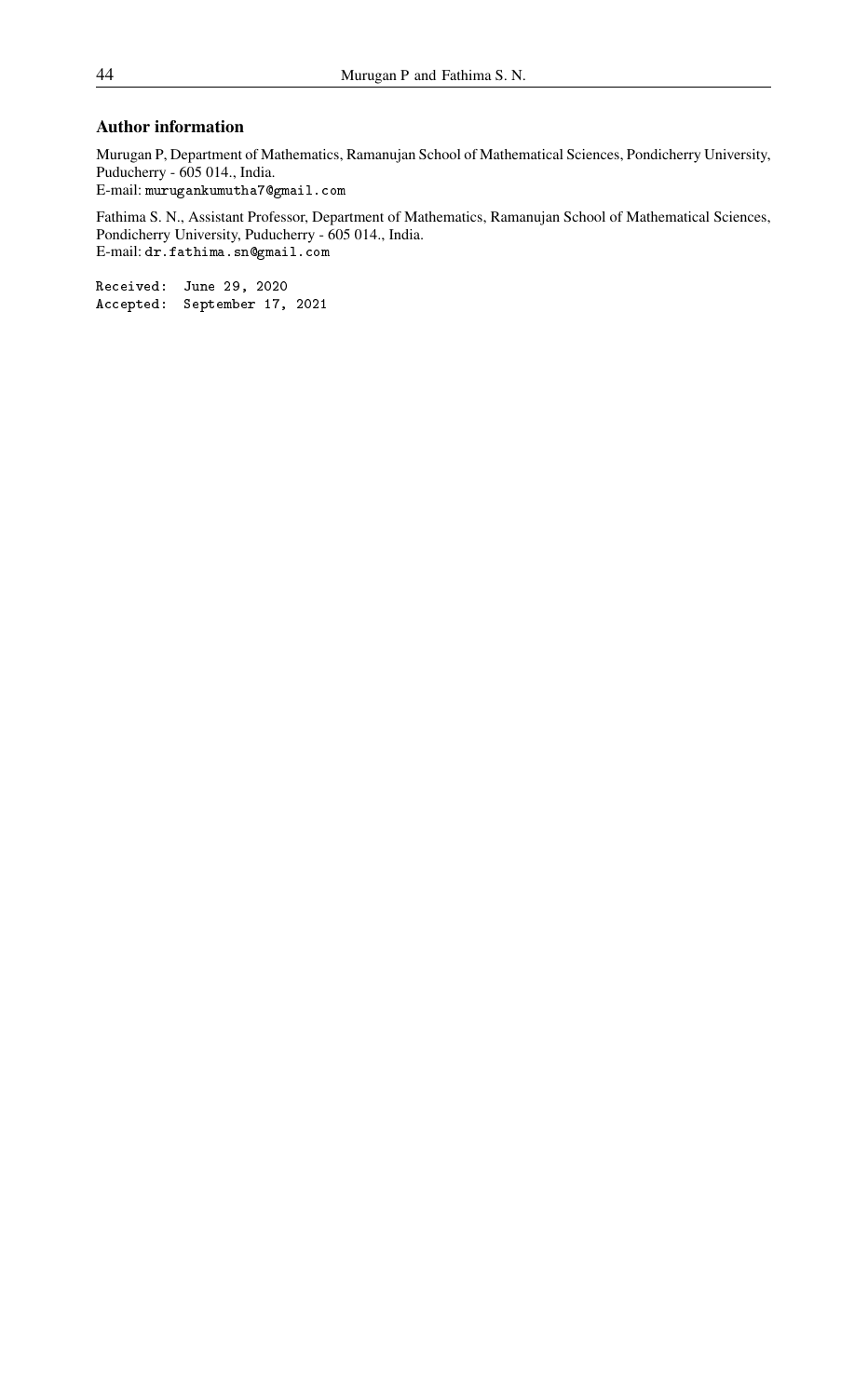### Author information

Murugan P, Department of Mathematics, Ramanujan School of Mathematical Sciences, Pondicherry University, Puducherry - 605 014., India.
E-mail: `murugankumutha7@gmail.com`

Fathima S. N., Assistant Professor, Department of Mathematics, Ramanujan School of Mathematical Sciences, Pondicherry University, Puducherry - 605 014., India.
E-mail: `dr.fathima.sn@gmail.com`

Received: June 29, 2020
Accepted: September 17, 2021